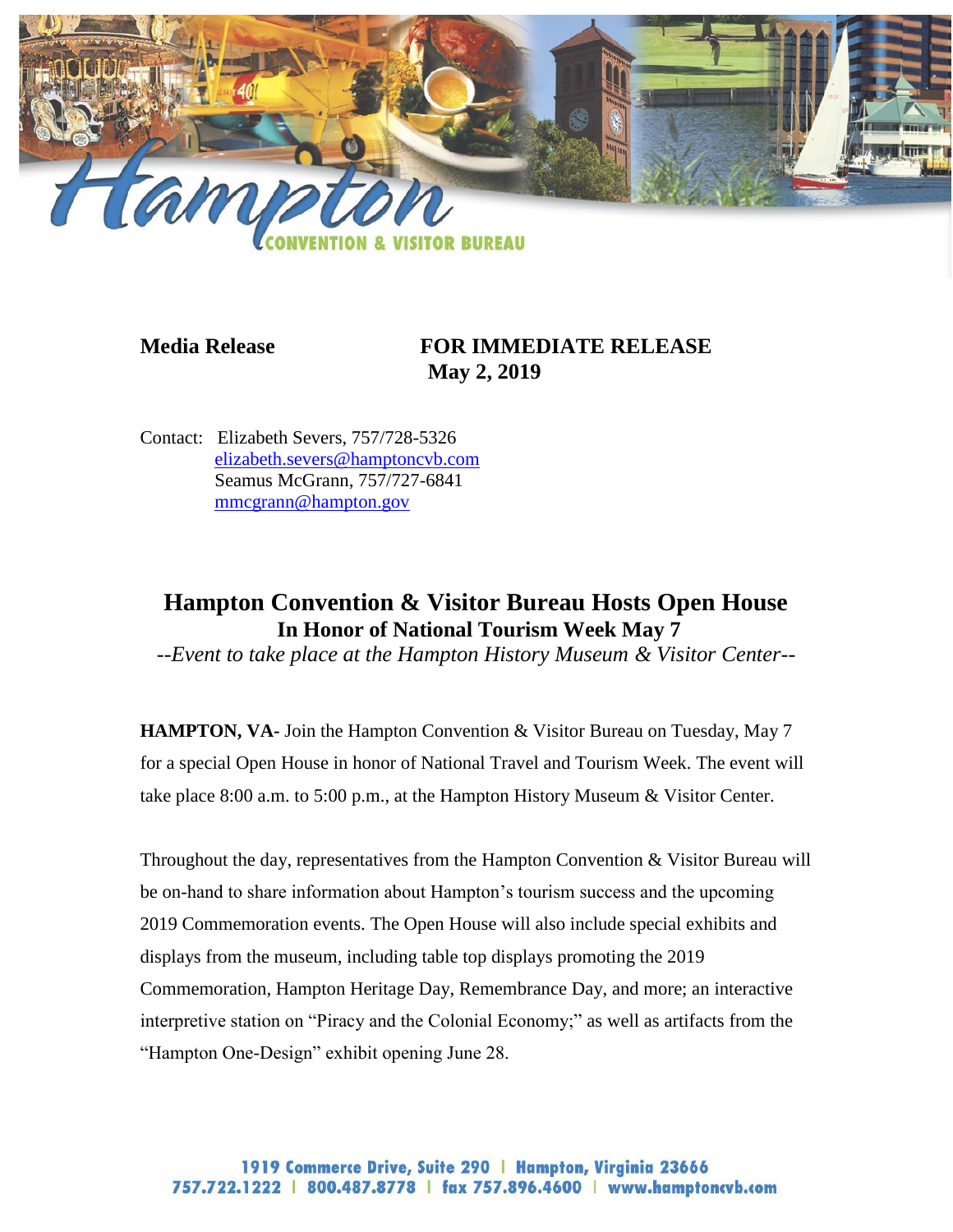Hampton CONVENTION & VISITOR BUREAU

**Media Release** **FOR IMMEDIATE RELEASE**
**May 2, 2019**

Contact: Elizabeth Severs, 757/728-5326
elizabeth.severs@hamptoncvb.com
Seamus McGrann, 757/727-6841
mmcgrann@hampton.gov

# Hampton Convention & Visitor Bureau Hosts Open House

## In Honor of National Tourism Week May 7

*--Event to take place at the Hampton History Museum & Visitor Center--*

**HAMPTON, VA-** Join the Hampton Convention & Visitor Bureau on Tuesday, May 7 for a special Open House in honor of National Travel and Tourism Week. The event will take place 8:00 a.m. to 5:00 p.m., at the Hampton History Museum & Visitor Center.

Throughout the day, representatives from the Hampton Convention & Visitor Bureau will be on-hand to share information about Hampton's tourism success and the upcoming 2019 Commemoration events. The Open House will also include special exhibits and displays from the museum, including table top displays promoting the 2019 Commemoration, Hampton Heritage Day, Remembrance Day, and more; an interactive interpretive station on "Piracy and the Colonial Economy;" as well as artifacts from the "Hampton One-Design" exhibit opening June 28.

1919 Commerce Drive, Suite 290 | Hampton, Virginia 23666
757.722.1222 | 800.487.8778 | fax 757.896.4600 | www.hamptoncvb.com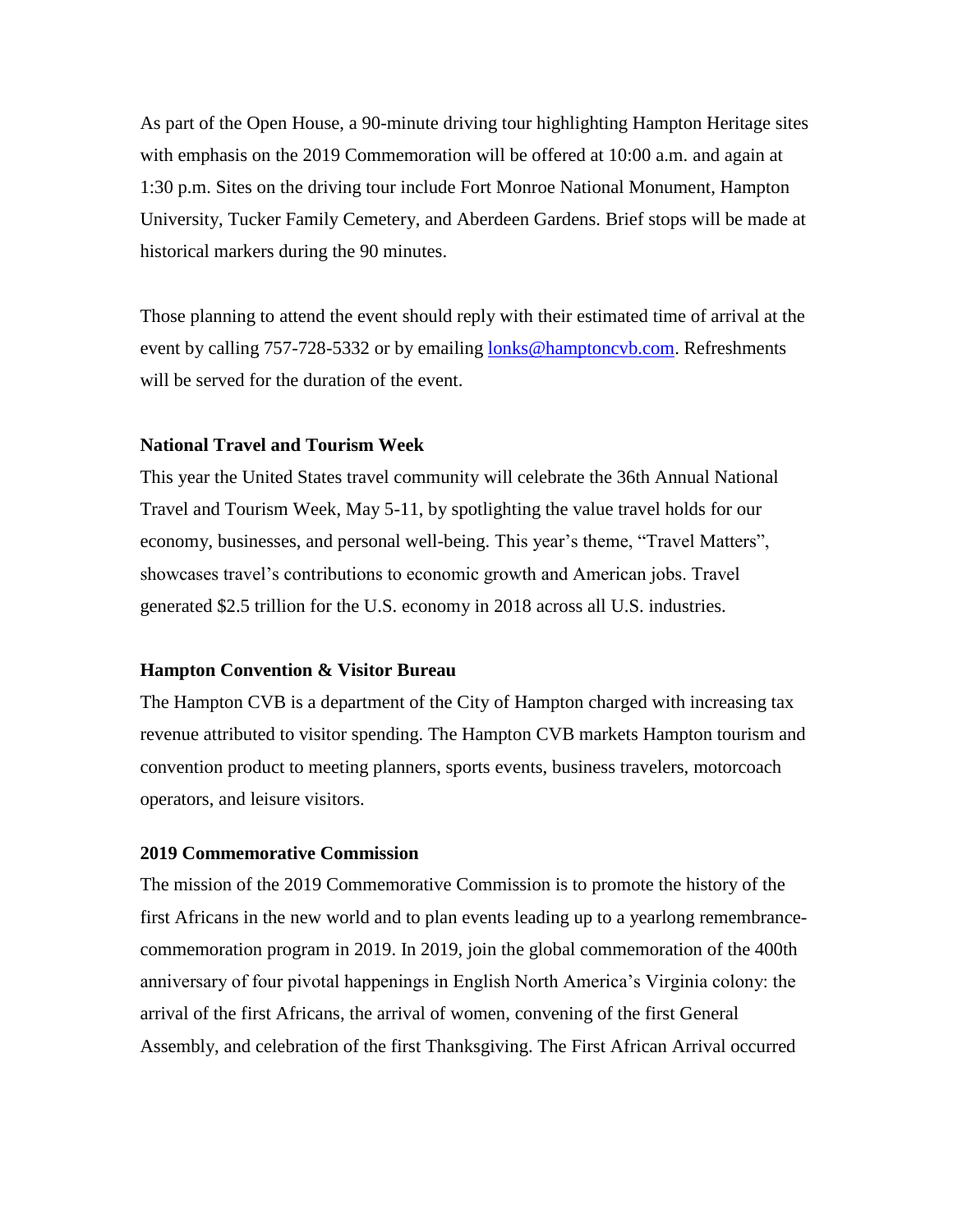As part of the Open House, a 90-minute driving tour highlighting Hampton Heritage sites with emphasis on the 2019 Commemoration will be offered at 10:00 a.m. and again at 1:30 p.m. Sites on the driving tour include Fort Monroe National Monument, Hampton University, Tucker Family Cemetery, and Aberdeen Gardens. Brief stops will be made at historical markers during the 90 minutes.

Those planning to attend the event should reply with their estimated time of arrival at the event by calling 757-728-5332 or by emailing [lonks@hamptoncvb.com](mailto:lonks@hamptoncvb.com). Refreshments will be served for the duration of the event.

**National Travel and Tourism Week**

This year the United States travel community will celebrate the 36th Annual National Travel and Tourism Week, May 5-11, by spotlighting the value travel holds for our economy, businesses, and personal well-being. This year's theme, "Travel Matters", showcases travel's contributions to economic growth and American jobs. Travel generated $2.5 trillion for the U.S. economy in 2018 across all U.S. industries.

**Hampton Convention & Visitor Bureau**

The Hampton CVB is a department of the City of Hampton charged with increasing tax revenue attributed to visitor spending. The Hampton CVB markets Hampton tourism and convention product to meeting planners, sports events, business travelers, motorcoach operators, and leisure visitors.

**2019 Commemorative Commission**

The mission of the 2019 Commemorative Commission is to promote the history of the first Africans in the new world and to plan events leading up to a yearlong remembrance-commemoration program in 2019. In 2019, join the global commemoration of the 400th anniversary of four pivotal happenings in English North America's Virginia colony: the arrival of the first Africans, the arrival of women, convening of the first General Assembly, and celebration of the first Thanksgiving. The First African Arrival occurred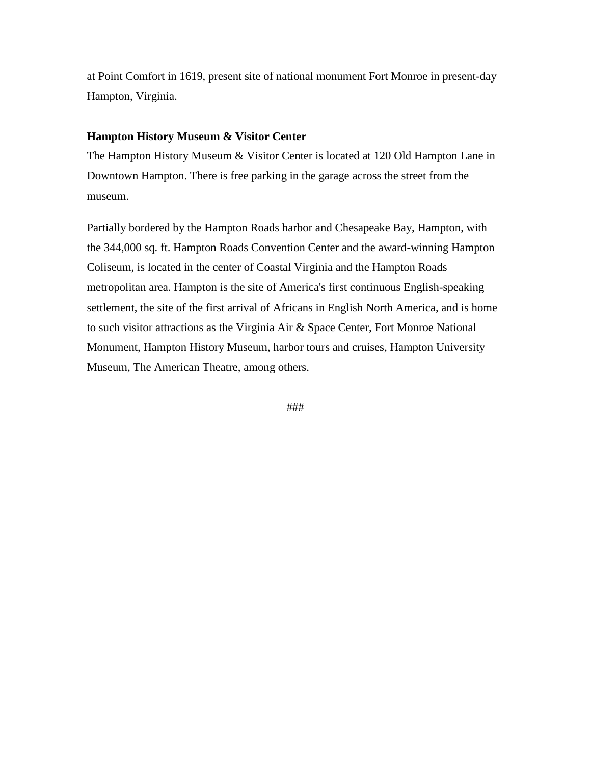at Point Comfort in 1619, present site of national monument Fort Monroe in present-day Hampton, Virginia.

**Hampton History Museum & Visitor Center**

The Hampton History Museum & Visitor Center is located at 120 Old Hampton Lane in Downtown Hampton. There is free parking in the garage across the street from the museum.

Partially bordered by the Hampton Roads harbor and Chesapeake Bay, Hampton, with the 344,000 sq. ft. Hampton Roads Convention Center and the award-winning Hampton Coliseum, is located in the center of Coastal Virginia and the Hampton Roads metropolitan area. Hampton is the site of America's first continuous English-speaking settlement, the site of the first arrival of Africans in English North America, and is home to such visitor attractions as the Virginia Air & Space Center, Fort Monroe National Monument, Hampton History Museum, harbor tours and cruises, Hampton University Museum, The American Theatre, among others.

###